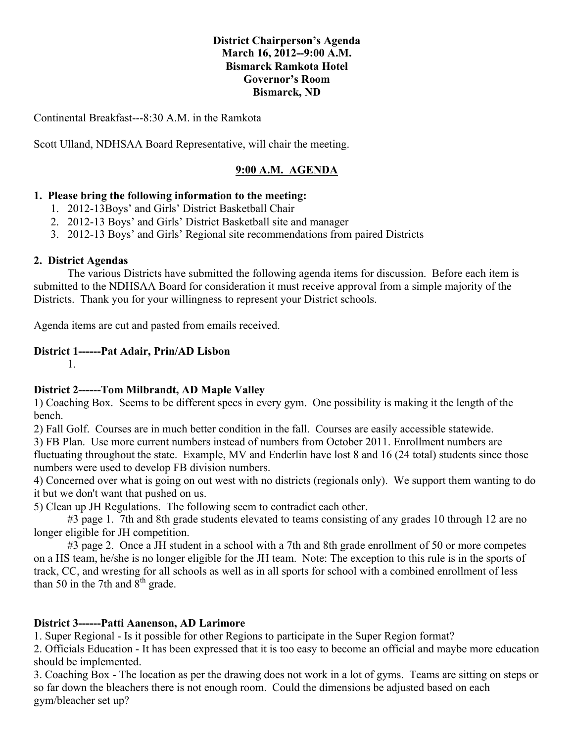**District Chairperson's Agenda**
**March 16, 2012--9:00 A.M.**
**Bismarck Ramkota Hotel**
**Governor's Room**
**Bismarck, ND**

Continental Breakfast---8:30 A.M. in the Ramkota

Scott Ulland, NDHSAA Board Representative, will chair the meeting.

**9:00 A.M. AGENDA**

**1. Please bring the following information to the meeting:**

1. 2012-13Boys' and Girls' District Basketball Chair
2. 2012-13 Boys' and Girls' District Basketball site and manager
3. 2012-13 Boys' and Girls' Regional site recommendations from paired Districts

**2. District Agendas**

The various Districts have submitted the following agenda items for discussion. Before each item is submitted to the NDHSAA Board for consideration it must receive approval from a simple majority of the Districts. Thank you for your willingness to represent your District schools.

Agenda items are cut and pasted from emails received.

**District 1------Pat Adair, Prin/AD Lisbon**

1.

**District 2------Tom Milbrandt, AD Maple Valley**

1) Coaching Box. Seems to be different specs in every gym. One possibility is making it the length of the bench.
2) Fall Golf. Courses are in much better condition in the fall. Courses are easily accessible statewide.
3) FB Plan. Use more current numbers instead of numbers from October 2011. Enrollment numbers are fluctuating throughout the state. Example, MV and Enderlin have lost 8 and 16 (24 total) students since those numbers were used to develop FB division numbers.
4) Concerned over what is going on out west with no districts (regionals only). We support them wanting to do it but we don't want that pushed on us.
5) Clean up JH Regulations. The following seem to contradict each other.

#3 page 1. 7th and 8th grade students elevated to teams consisting of any grades 10 through 12 are no longer eligible for JH competition.

#3 page 2. Once a JH student in a school with a 7th and 8th grade enrollment of 50 or more competes on a HS team, he/she is no longer eligible for the JH team. Note: The exception to this rule is in the sports of track, CC, and wresting for all schools as well as in all sports for school with a combined enrollment of less than 50 in the 7th and 8th grade.

**District 3------Patti Aanenson, AD Larimore**

1. Super Regional - Is it possible for other Regions to participate in the Super Region format?
2. Officials Education - It has been expressed that it is too easy to become an official and maybe more education should be implemented.
3. Coaching Box - The location as per the drawing does not work in a lot of gyms. Teams are sitting on steps or so far down the bleachers there is not enough room. Could the dimensions be adjusted based on each gym/bleacher set up?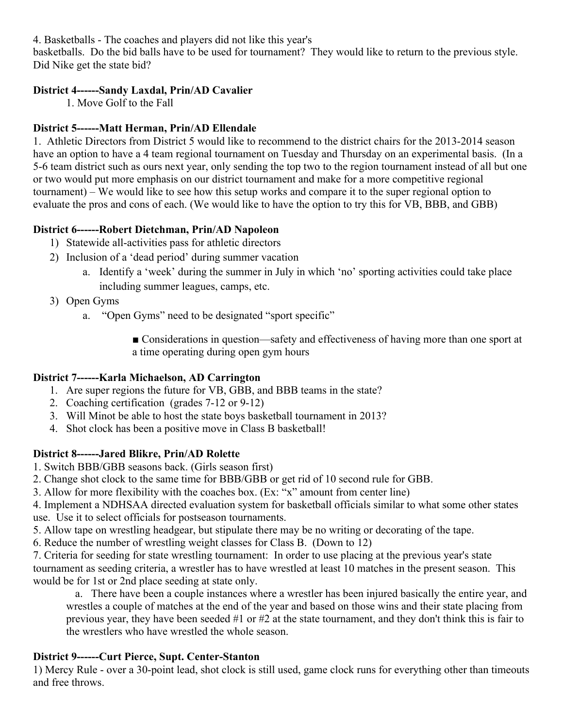4. Basketballs - The coaches and players did not like this year's basketballs. Do the bid balls have to be used for tournament? They would like to return to the previous style. Did Nike get the state bid?

**District 4------Sandy Laxdal, Prin/AD Cavalier**

1. Move Golf to the Fall

**District 5------Matt Herman, Prin/AD Ellendale**

1. Athletic Directors from District 5 would like to recommend to the district chairs for the 2013-2014 season have an option to have a 4 team regional tournament on Tuesday and Thursday on an experimental basis. (In a 5-6 team district such as ours next year, only sending the top two to the region tournament instead of all but one or two would put more emphasis on our district tournament and make for a more competitive regional tournament) – We would like to see how this setup works and compare it to the super regional option to evaluate the pros and cons of each. (We would like to have the option to try this for VB, BBB, and GBB)

**District 6------Robert Dietchman, Prin/AD Napoleon**

1) Statewide all-activities pass for athletic directors
2) Inclusion of a 'dead period' during summer vacation
   a. Identify a 'week' during the summer in July in which 'no' sporting activities could take place including summer leagues, camps, etc.
3) Open Gyms
   a. "Open Gyms" need to be designated "sport specific"
      - Considerations in question—safety and effectiveness of having more than one sport at a time operating during open gym hours

**District 7------Karla Michaelson, AD Carrington**

1. Are super regions the future for VB, GBB, and BBB teams in the state?
2. Coaching certification (grades 7-12 or 9-12)
3. Will Minot be able to host the state boys basketball tournament in 2013?
4. Shot clock has been a positive move in Class B basketball!

**District 8------Jared Blikre, Prin/AD Rolette**

1. Switch BBB/GBB seasons back. (Girls season first)
2. Change shot clock to the same time for BBB/GBB or get rid of 10 second rule for GBB.
3. Allow for more flexibility with the coaches box. (Ex: "x" amount from center line)
4. Implement a NDHSAA directed evaluation system for basketball officials similar to what some other states use. Use it to select officials for postseason tournaments.
5. Allow tape on wrestling headgear, but stipulate there may be no writing or decorating of the tape.
6. Reduce the number of wrestling weight classes for Class B. (Down to 12)
7. Criteria for seeding for state wrestling tournament: In order to use placing at the previous year's state tournament as seeding criteria, a wrestler has to have wrestled at least 10 matches in the present season. This would be for 1st or 2nd place seeding at state only.
   a. There have been a couple instances where a wrestler has been injured basically the entire year, and wrestles a couple of matches at the end of the year and based on those wins and their state placing from previous year, they have been seeded #1 or #2 at the state tournament, and they don't think this is fair to the wrestlers who have wrestled the whole season.

**District 9------Curt Pierce, Supt. Center-Stanton**

1) Mercy Rule - over a 30-point lead, shot clock is still used, game clock runs for everything other than timeouts and free throws.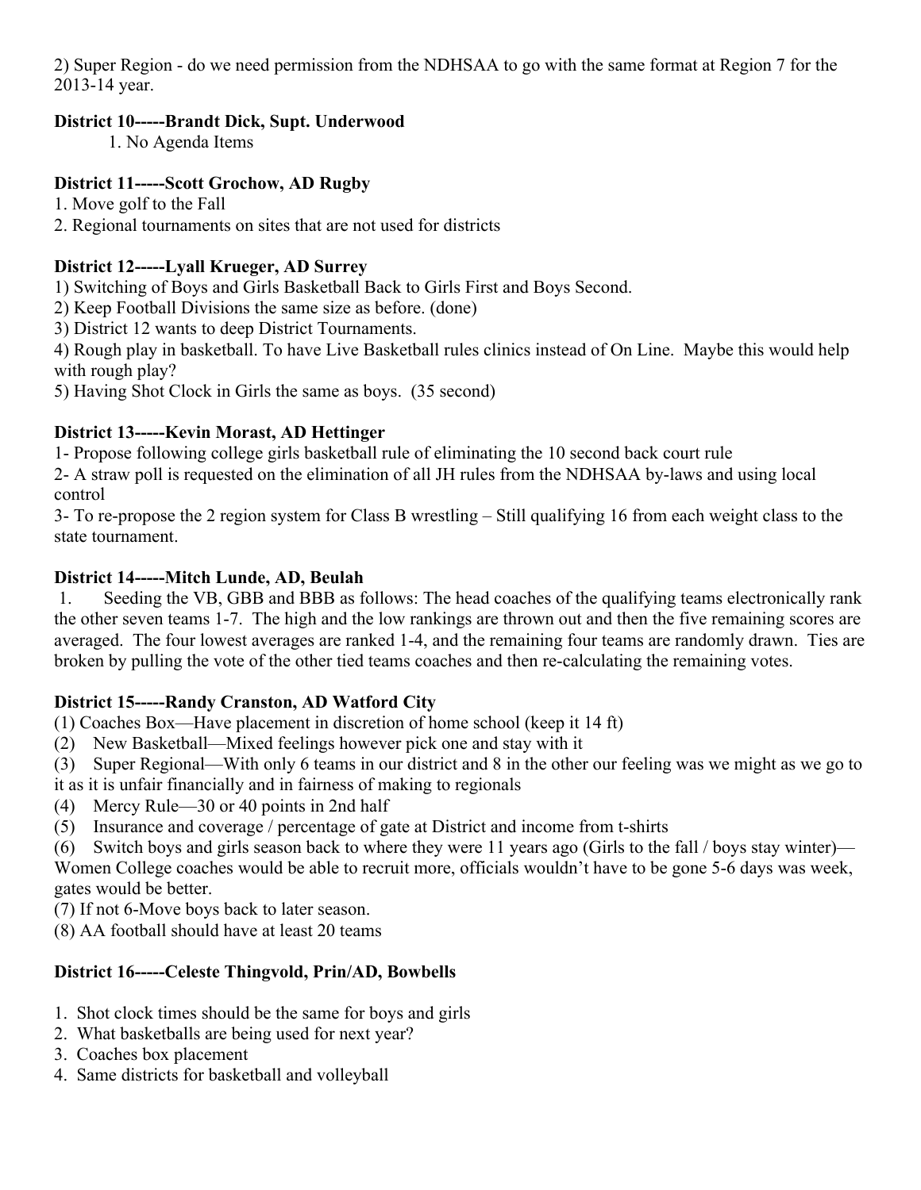2) Super Region - do we need permission from the NDHSAA to go with the same format at Region 7 for the 2013-14 year.

**District 10-----Brandt Dick, Supt. Underwood**

1. No Agenda Items

**District 11-----Scott Grochow, AD Rugby**

1. Move golf to the Fall
2. Regional tournaments on sites that are not used for districts

**District 12-----Lyall Krueger, AD Surrey**

1) Switching of Boys and Girls Basketball Back to Girls First and Boys Second.
2) Keep Football Divisions the same size as before. (done)
3) District 12 wants to deep District Tournaments.
4) Rough play in basketball. To have Live Basketball rules clinics instead of On Line. Maybe this would help with rough play?
5) Having Shot Clock in Girls the same as boys. (35 second)

**District 13-----Kevin Morast, AD Hettinger**

1- Propose following college girls basketball rule of eliminating the 10 second back court rule

2- A straw poll is requested on the elimination of all JH rules from the NDHSAA by-laws and using local control

3- To re-propose the 2 region system for Class B wrestling – Still qualifying 16 from each weight class to the state tournament.

**District 14-----Mitch Lunde, AD, Beulah**

1. Seeding the VB, GBB and BBB as follows: The head coaches of the qualifying teams electronically rank the other seven teams 1-7. The high and the low rankings are thrown out and then the five remaining scores are averaged. The four lowest averages are ranked 1-4, and the remaining four teams are randomly drawn. Ties are broken by pulling the vote of the other tied teams coaches and then re-calculating the remaining votes.

**District 15-----Randy Cranston, AD Watford City**

(1) Coaches Box—Have placement in discretion of home school (keep it 14 ft)
(2) New Basketball—Mixed feelings however pick one and stay with it
(3) Super Regional—With only 6 teams in our district and 8 in the other our feeling was we might as we go to it as it is unfair financially and in fairness of making to regionals
(4) Mercy Rule—30 or 40 points in 2nd half
(5) Insurance and coverage / percentage of gate at District and income from t-shirts
(6) Switch boys and girls season back to where they were 11 years ago (Girls to the fall / boys stay winter)—Women College coaches would be able to recruit more, officials wouldn't have to be gone 5-6 days was week, gates would be better.
(7) If not 6-Move boys back to later season.
(8) AA football should have at least 20 teams

**District 16-----Celeste Thingvold, Prin/AD, Bowbells**

1. Shot clock times should be the same for boys and girls
2. What basketballs are being used for next year?
3. Coaches box placement
4. Same districts for basketball and volleyball